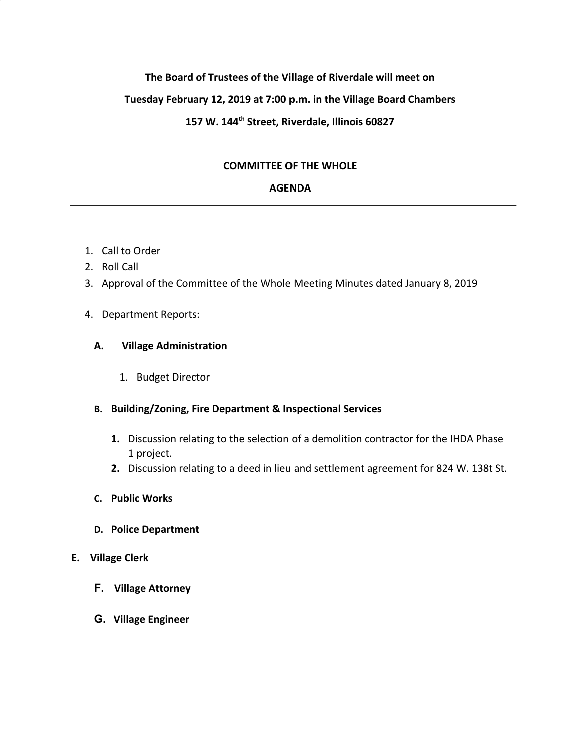**The Board of Trustees of the Village of Riverdale will meet on**

**Tuesday February 12, 2019 at 7:00 p.m. in the Village Board Chambers**

**157 W. 144th Street, Riverdale, Illinois 60827**

## COMMITTEE OF THE WHOLE

## AGENDA

---

1. Call to Order
2. Roll Call
3. Approval of the Committee of the Whole Meeting Minutes dated January 8, 2019
4. Department Reports:

   **A. Village Administration**

   1. Budget Director

   **B. Building/Zoning, Fire Department & Inspectional Services**

   1. Discussion relating to the selection of a demolition contractor for the IHDA Phase 1 project.
   2. Discussion relating to a deed in lieu and settlement agreement for 824 W. 138t St.

   **C. Public Works**

   **D. Police Department**

**E. Village Clerk**

   **F. Village Attorney**

   **G. Village Engineer**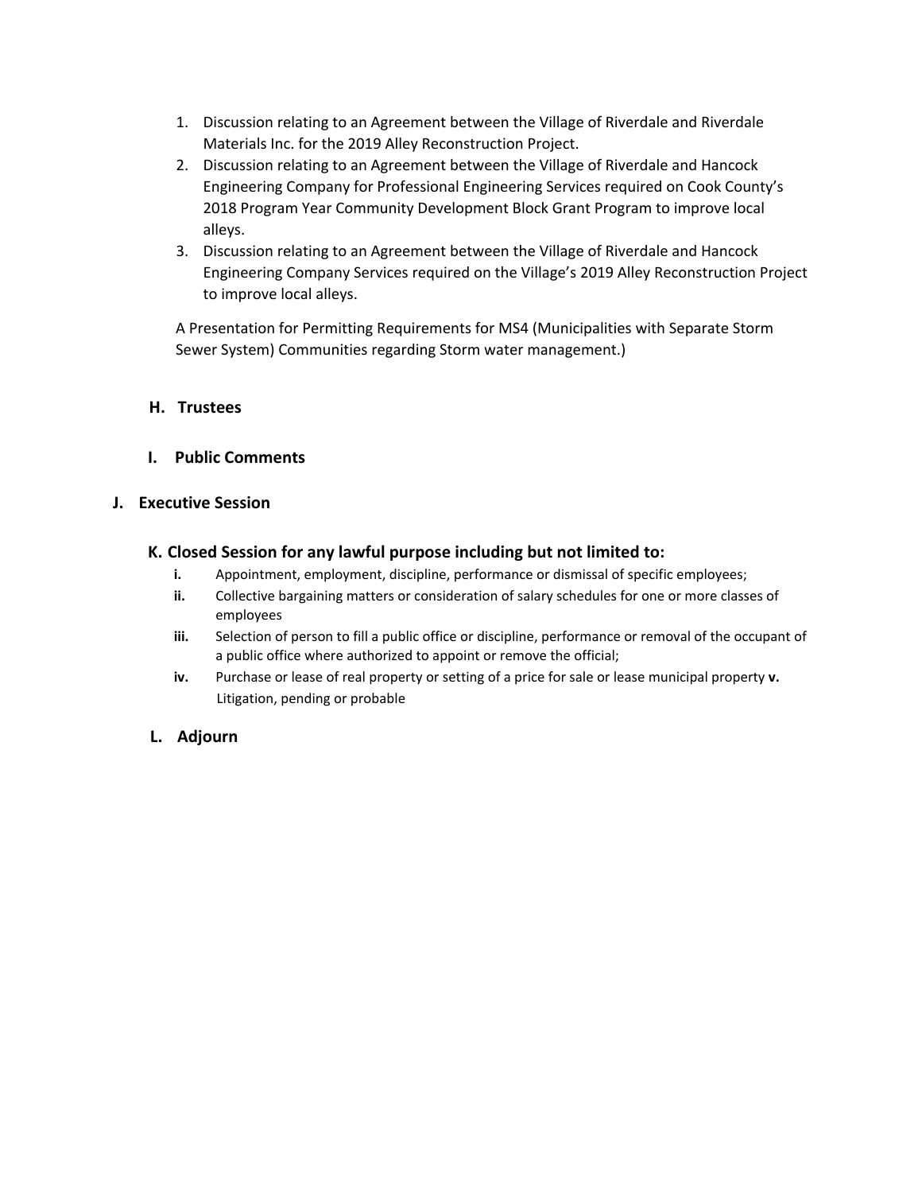1. Discussion relating to an Agreement between the Village of Riverdale and Riverdale Materials Inc. for the 2019 Alley Reconstruction Project.
2. Discussion relating to an Agreement between the Village of Riverdale and Hancock Engineering Company for Professional Engineering Services required on Cook County's 2018 Program Year Community Development Block Grant Program to improve local alleys.
3. Discussion relating to an Agreement between the Village of Riverdale and Hancock Engineering Company Services required on the Village's 2019 Alley Reconstruction Project to improve local alleys.

A Presentation for Permitting Requirements for MS4 (Municipalities with Separate Storm Sewer System) Communities regarding Storm water management.)

**H. Trustees**

**I. Public Comments**

**J. Executive Session**

**K. Closed Session for any lawful purpose including but not limited to:**

- **i.** Appointment, employment, discipline, performance or dismissal of specific employees;
- **ii.** Collective bargaining matters or consideration of salary schedules for one or more classes of employees
- **iii.** Selection of person to fill a public office or discipline, performance or removal of the occupant of a public office where authorized to appoint or remove the official;
- **iv.** Purchase or lease of real property or setting of a price for sale or lease municipal property **v.** Litigation, pending or probable

**L. Adjourn**